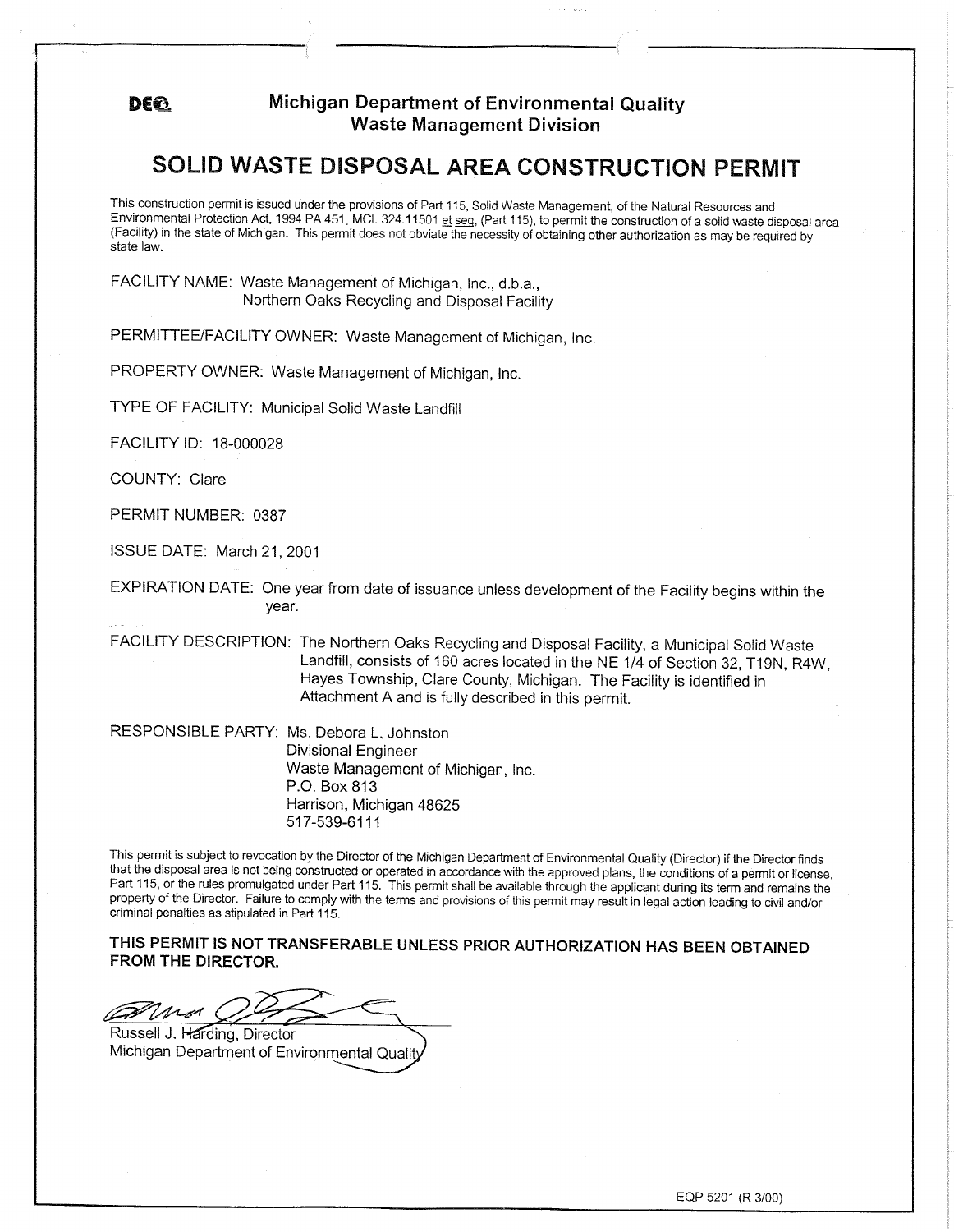DEQ

# Michigan Department of Environmental Quality
## Waste Management Division

# SOLID WASTE DISPOSAL AREA CONSTRUCTION PERMIT

This construction permit is issued under the provisions of Part 115, Solid Waste Management, of the Natural Resources and Environmental Protection Act, 1994 PA 451, MCL 324.11501 et seq, (Part 115), to permit the construction of a solid waste disposal area (Facility) in the state of Michigan. This permit does not obviate the necessity of obtaining other authorization as may be required by state law.

FACILITY NAME: Waste Management of Michigan, Inc., d.b.a., Northern Oaks Recycling and Disposal Facility

PERMITTEE/FACILITY OWNER: Waste Management of Michigan, Inc.

PROPERTY OWNER: Waste Management of Michigan, Inc.

TYPE OF FACILITY: Municipal Solid Waste Landfill

FACILITY ID: 18-000028

COUNTY: Clare

PERMIT NUMBER: 0387

ISSUE DATE: March 21, 2001

EXPIRATION DATE: One year from date of issuance unless development of the Facility begins within the year.

FACILITY DESCRIPTION: The Northern Oaks Recycling and Disposal Facility, a Municipal Solid Waste Landfill, consists of 160 acres located in the NE 1/4 of Section 32, T19N, R4W, Hayes Township, Clare County, Michigan. The Facility is identified in Attachment A and is fully described in this permit.

RESPONSIBLE PARTY: Ms. Debora L. Johnston
Divisional Engineer
Waste Management of Michigan, Inc.
P.O. Box 813
Harrison, Michigan 48625
517-539-6111

This permit is subject to revocation by the Director of the Michigan Department of Environmental Quality (Director) if the Director finds that the disposal area is not being constructed or operated in accordance with the approved plans, the conditions of a permit or license, Part 115, or the rules promulgated under Part 115. This permit shall be available through the applicant during its term and remains the property of the Director. Failure to comply with the terms and provisions of this permit may result in legal action leading to civil and/or criminal penalties as stipulated in Part 115.

**THIS PERMIT IS NOT TRANSFERABLE UNLESS PRIOR AUTHORIZATION HAS BEEN OBTAINED FROM THE DIRECTOR.**

Russell J. Harding, Director
Michigan Department of Environmental Quality

EQP 5201 (R 3/00)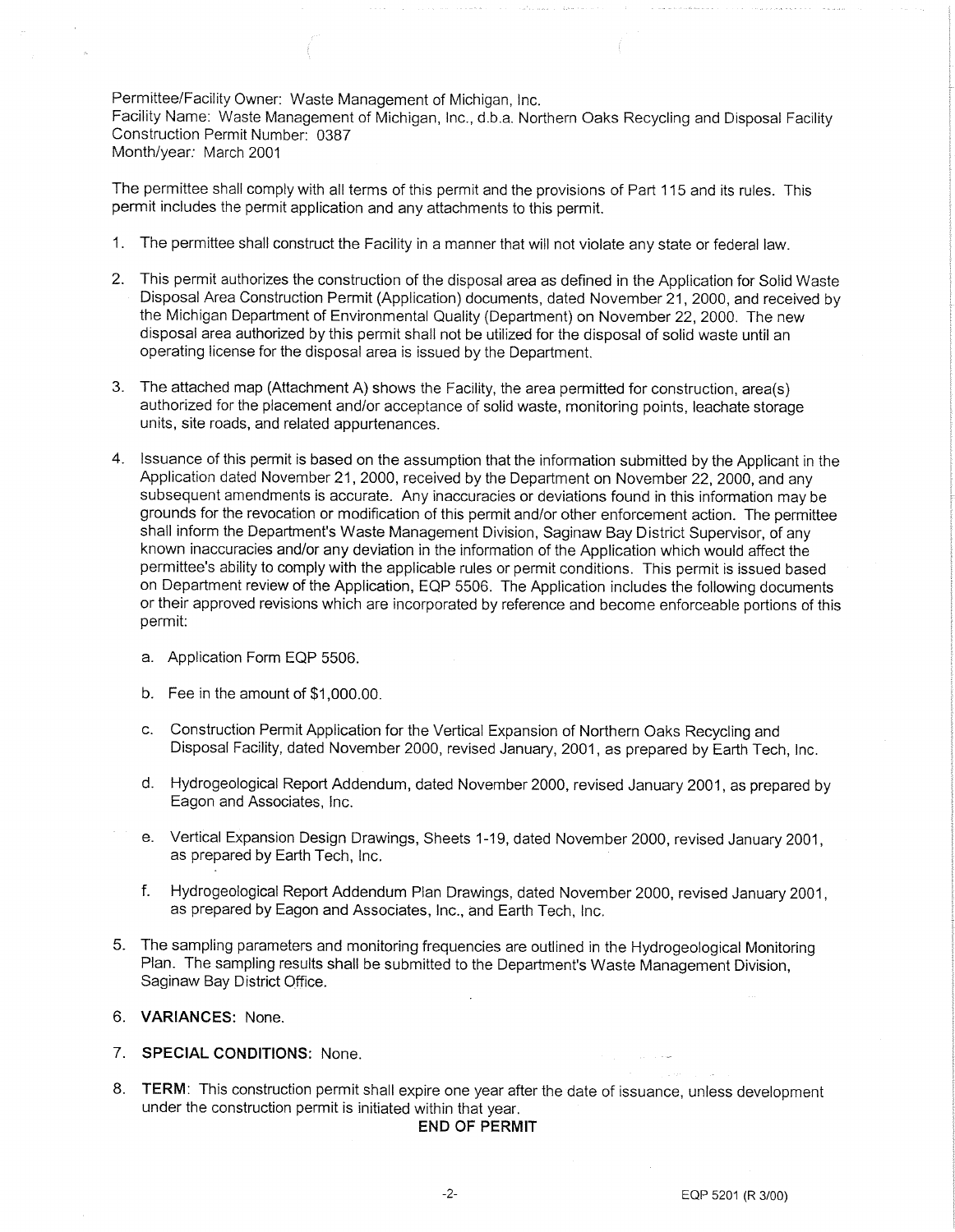Permittee/Facility Owner: Waste Management of Michigan, Inc.
Facility Name: Waste Management of Michigan, Inc., d.b.a. Northern Oaks Recycling and Disposal Facility
Construction Permit Number: 0387
Month/year: March 2001

The permittee shall comply with all terms of this permit and the provisions of Part 115 and its rules. This permit includes the permit application and any attachments to this permit.

1. The permittee shall construct the Facility in a manner that will not violate any state or federal law.

2. This permit authorizes the construction of the disposal area as defined in the Application for Solid Waste Disposal Area Construction Permit (Application) documents, dated November 21, 2000, and received by the Michigan Department of Environmental Quality (Department) on November 22, 2000. The new disposal area authorized by this permit shall not be utilized for the disposal of solid waste until an operating license for the disposal area is issued by the Department.

3. The attached map (Attachment A) shows the Facility, the area permitted for construction, area(s) authorized for the placement and/or acceptance of solid waste, monitoring points, leachate storage units, site roads, and related appurtenances.

4. Issuance of this permit is based on the assumption that the information submitted by the Applicant in the Application dated November 21, 2000, received by the Department on November 22, 2000, and any subsequent amendments is accurate. Any inaccuracies or deviations found in this information may be grounds for the revocation or modification of this permit and/or other enforcement action. The permittee shall inform the Department's Waste Management Division, Saginaw Bay District Supervisor, of any known inaccuracies and/or any deviation in the information of the Application which would affect the permittee's ability to comply with the applicable rules or permit conditions. This permit is issued based on Department review of the Application, EQP 5506. The Application includes the following documents or their approved revisions which are incorporated by reference and become enforceable portions of this permit:

   a. Application Form EQP 5506.

   b. Fee in the amount of $1,000.00.

   c. Construction Permit Application for the Vertical Expansion of Northern Oaks Recycling and Disposal Facility, dated November 2000, revised January, 2001, as prepared by Earth Tech, Inc.

   d. Hydrogeological Report Addendum, dated November 2000, revised January 2001, as prepared by Eagon and Associates, Inc.

   e. Vertical Expansion Design Drawings, Sheets 1-19, dated November 2000, revised January 2001, as prepared by Earth Tech, Inc.

   f. Hydrogeological Report Addendum Plan Drawings, dated November 2000, revised January 2001, as prepared by Eagon and Associates, Inc., and Earth Tech, Inc.

5. The sampling parameters and monitoring frequencies are outlined in the Hydrogeological Monitoring Plan. The sampling results shall be submitted to the Department's Waste Management Division, Saginaw Bay District Office.

6. **VARIANCES:** None.

7. **SPECIAL CONDITIONS:** None.

8. **TERM**: This construction permit shall expire one year after the date of issuance, unless development under the construction permit is initiated within that year.

**END OF PERMIT**

EQP 5201 (R 3/00)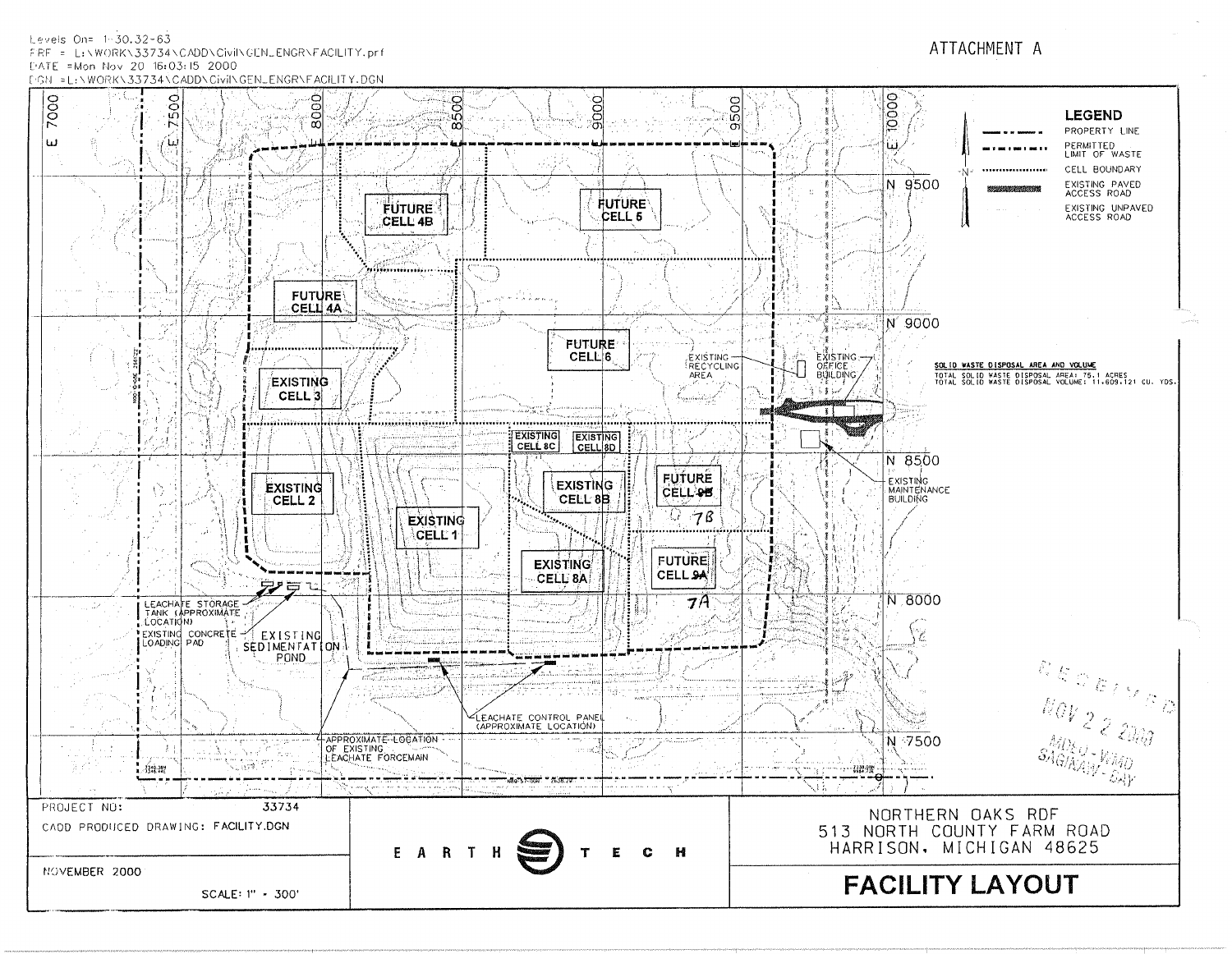Levels On= 1-30,32-63
FRF = L:\WORK\33734\CADD\Civil\GEN_ENGR\FACILITY.prf
DATE =Mon Nov 20 16:03:15 2000
DGN =L:\WORK\33734\CADD\Civil\GEN_ENGR\FACILITY.DGN

ATTACHMENT A

E 7000
E 7500
E 8000
E 8500
E 9000
E 9500
E 10000

N 9500
N 9000
N 8500
N 8000
N 7500

**LEGEND**

PROPERTY LINE
PERMITTED LIMIT OF WASTE
CELL BOUNDARY
EXISTING PAVED ACCESS ROAD
EXISTING UNPAVED ACCESS ROAD

FUTURE CELL 4B
FUTURE CELL 5
FUTURE CELL 4A
FUTURE CELL 6
EXISTING CELL 3
EXISTING CELL 8C
EXISTING CELL 8D
EXISTING CELL 2
EXISTING CELL 8B
FUTURE CELL 9B 7B
EXISTING CELL 1
EXISTING CELL 8A
FUTURE CELL 9A 7A

EXISTING RECYCLING AREA
EXISTING OFFICE BUILDING
EXISTING MAINTENANCE BUILDING

SOLID WASTE DISPOSAL AREA AND VOLUME
TOTAL SOLID WASTE DISPOSAL AREA: 75.1 ACRES
TOTAL SOLID WASTE DISPOSAL VOLUME: 11,609,121 CU. YDS.

LEACHATE STORAGE TANK (APPROXIMATE LOCATION)
EXISTING CONCRETE LOADING PAD
EXISTING SEDIMENTATION POND
LEACHATE CONTROL PANEL (APPROXIMATE LOCATION)
APPROXIMATE LOCATION OF EXISTING LEACHATE FORCEMAIN

RECEIVED
NOV 2 2 2000
MDEQ-WMD
SAGINAW-BAY

PROJECT NO: 33734
CADD PRODUCED DRAWING: FACILITY.DGN
NOVEMBER 2000
SCALE: 1" = 300'

EARTH TECH

NORTHERN OAKS RDF
513 NORTH COUNTY FARM ROAD
HARRISON, MICHIGAN 48625

**FACILITY LAYOUT**